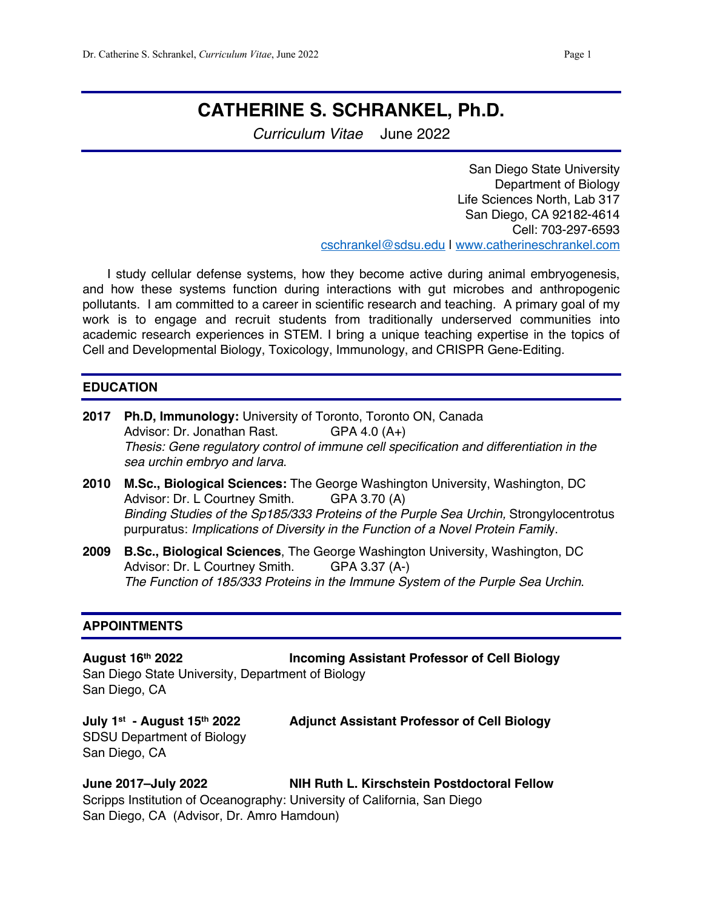# CATHERINE S. SCHRANKEL, Ph.D.

*Curriculum Vitae* June 2022

San Diego State University
Department of Biology
Life Sciences North, Lab 317
San Diego, CA 92182-4614
Cell: 703-297-6593
cschrankel@sdsu.edu I www.catherineschrankel.com

I study cellular defense systems, how they become active during animal embryogenesis, and how these systems function during interactions with gut microbes and anthropogenic pollutants. I am committed to a career in scientific research and teaching. A primary goal of my work is to engage and recruit students from traditionally underserved communities into academic research experiences in STEM. I bring a unique teaching expertise in the topics of Cell and Developmental Biology, Toxicology, Immunology, and CRISPR Gene-Editing.

## EDUCATION

**2017** **Ph.D, Immunology:** University of Toronto, Toronto ON, Canada
Advisor: Dr. Jonathan Rast. GPA 4.0 (A+)
*Thesis: Gene regulatory control of immune cell specification and differentiation in the sea urchin embryo and larva*.

**2010** **M.Sc., Biological Sciences:** The George Washington University, Washington, DC
Advisor: Dr. L Courtney Smith. GPA 3.70 (A)
*Binding Studies of the Sp185/333 Proteins of the Purple Sea Urchin,* Strongylocentrotus purpuratus: *Implications of Diversity in the Function of a Novel Protein Family*.

**2009** **B.Sc., Biological Sciences**, The George Washington University, Washington, DC
Advisor: Dr. L Courtney Smith. GPA 3.37 (A-)
*The Function of 185/333 Proteins in the Immune System of the Purple Sea Urchin*.

## APPOINTMENTS

**August 16th 2022** **Incoming Assistant Professor of Cell Biology**
San Diego State University, Department of Biology
San Diego, CA

**July 1st - August 15th 2022** **Adjunct Assistant Professor of Cell Biology**
SDSU Department of Biology
San Diego, CA

**June 2017–July 2022** **NIH Ruth L. Kirschstein Postdoctoral Fellow**
Scripps Institution of Oceanography: University of California, San Diego
San Diego, CA (Advisor, Dr. Amro Hamdoun)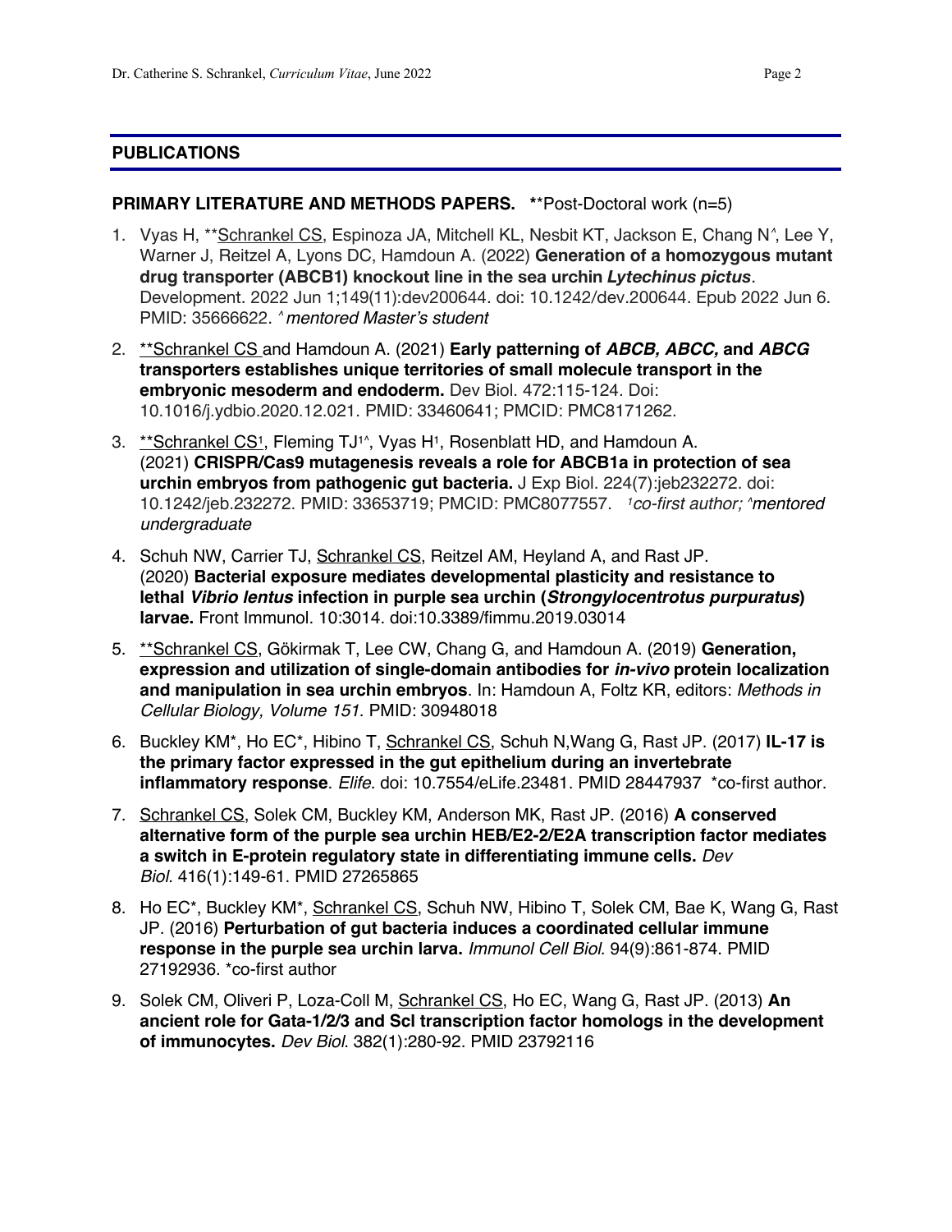## PUBLICATIONS

**PRIMARY LITERATURE AND METHODS PAPERS.** **Post-Doctoral work (n=5)

1. Vyas H, **<u>Schrankel CS</u>, Espinoza JA, Mitchell KL, Nesbit KT, Jackson E, Chang N^, Lee Y, Warner J, Reitzel A, Lyons DC, Hamdoun A. (2022) **Generation of a homozygous mutant drug transporter (ABCB1) knockout line in the sea urchin *Lytechinus pictus***. Development. 2022 Jun 1;149(11):dev200644. doi: 10.1242/dev.200644. Epub 2022 Jun 6. PMID: 35666622. *^mentored Master's student*

2. **<u>Schrankel CS</u> and Hamdoun A. (2021) **Early patterning of *ABCB, ABCC,* and *ABCG* transporters establishes unique territories of small molecule transport in the embryonic mesoderm and endoderm.** Dev Biol. 472:115-124. Doi: 10.1016/j.ydbio.2020.12.021. PMID: 33460641; PMCID: PMC8171262.

3. **<u>Schrankel CS</u>[1], Fleming TJ[1^], Vyas H[1], Rosenblatt HD, and Hamdoun A. (2021) **CRISPR/Cas9 mutagenesis reveals a role for ABCB1a in protection of sea urchin embryos from pathogenic gut bacteria.** J Exp Biol. 224(7):jeb232272. doi: 10.1242/jeb.232272. PMID: 33653719; PMCID: PMC8077557. *[1]co-first author; ^mentored undergraduate*

4. Schuh NW, Carrier TJ, <u>Schrankel CS</u>, Reitzel AM, Heyland A, and Rast JP. (2020) **Bacterial exposure mediates developmental plasticity and resistance to lethal *Vibrio lentus* infection in purple sea urchin (*Strongylocentrotus purpuratus*) larvae.** Front Immunol. 10:3014. doi:10.3389/fimmu.2019.03014

5. **<u>Schrankel CS</u>, Gökirmak T, Lee CW, Chang G, and Hamdoun A. (2019) **Generation, expression and utilization of single-domain antibodies for *in-vivo* protein localization and manipulation in sea urchin embryos**. In: Hamdoun A, Foltz KR, editors: *Methods in Cellular Biology, Volume 151*. PMID: 30948018

6. Buckley KM*, Ho EC*, Hibino T, <u>Schrankel CS</u>, Schuh N,Wang G, Rast JP. (2017) **IL-17 is the primary factor expressed in the gut epithelium during an invertebrate inflammatory response**. *Elife*. doi: 10.7554/eLife.23481. PMID 28447937 *co-first author.

7. <u>Schrankel CS</u>, Solek CM, Buckley KM, Anderson MK, Rast JP. (2016) **A conserved alternative form of the purple sea urchin HEB/E2-2/E2A transcription factor mediates a switch in E-protein regulatory state in differentiating immune cells.** *Dev Biol.* 416(1):149-61. PMID 27265865

8. Ho EC*, Buckley KM*, <u>Schrankel CS</u>, Schuh NW, Hibino T, Solek CM, Bae K, Wang G, Rast JP. (2016) **Perturbation of gut bacteria induces a coordinated cellular immune response in the purple sea urchin larva.** *Immunol Cell Biol.* 94(9):861-874. PMID 27192936. *co-first author

9. Solek CM, Oliveri P, Loza-Coll M, <u>Schrankel CS</u>, Ho EC, Wang G, Rast JP. (2013) **An ancient role for Gata-1/2/3 and Scl transcription factor homologs in the development of immunocytes.** *Dev Biol*. 382(1):280-92. PMID 23792116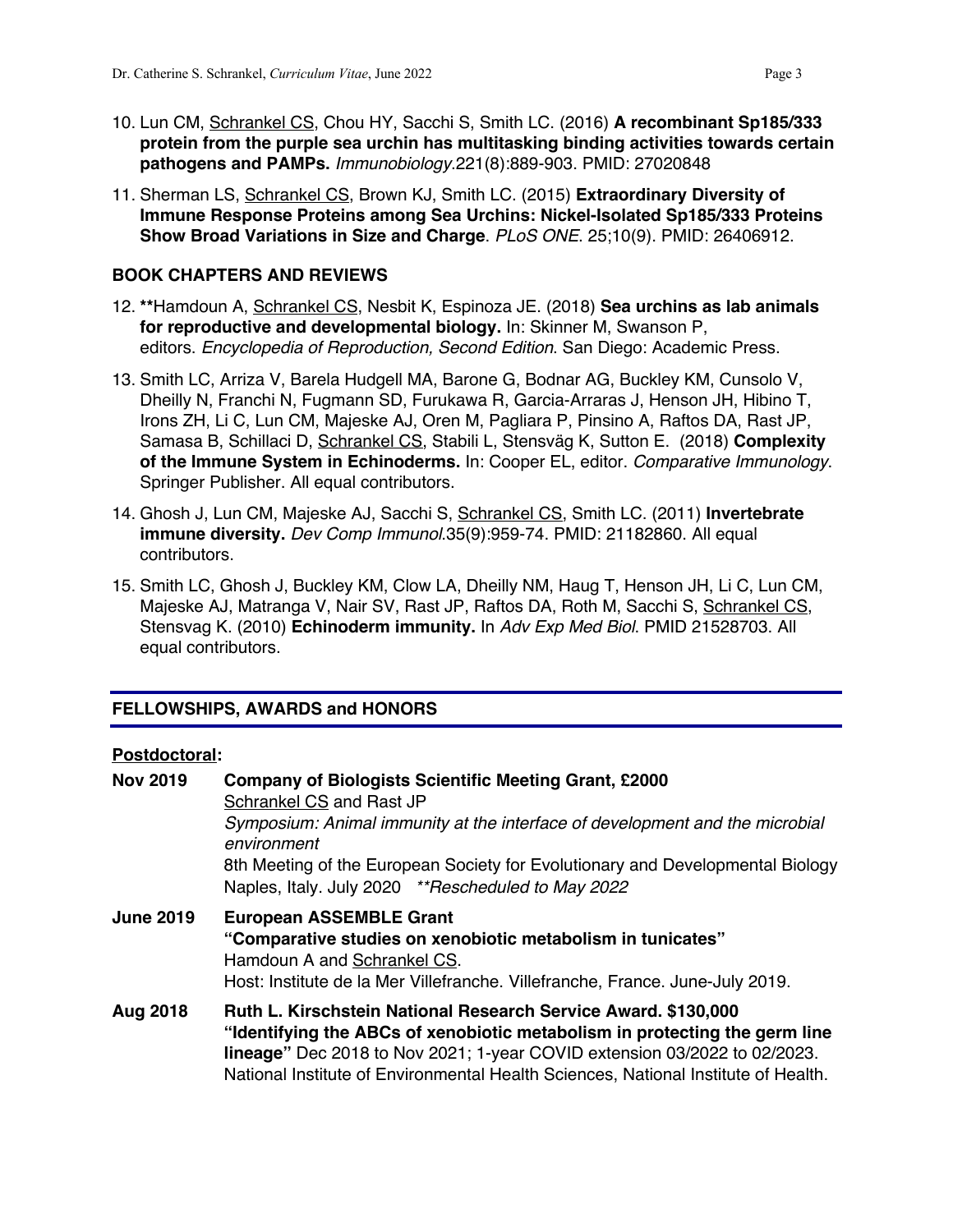10. Lun CM, <u>Schrankel CS</u>, Chou HY, Sacchi S, Smith LC. (2016) **A recombinant Sp185/333 protein from the purple sea urchin has multitasking binding activities towards certain pathogens and PAMPs.** *Immunobiology*.221(8):889-903. PMID: 27020848

11. Sherman LS, <u>Schrankel CS</u>, Brown KJ, Smith LC. (2015) **Extraordinary Diversity of Immune Response Proteins among Sea Urchins: Nickel-Isolated Sp185/333 Proteins Show Broad Variations in Size and Charge**. *PLoS ONE*. 25;10(9). PMID: 26406912.

## BOOK CHAPTERS AND REVIEWS

12. **Hamdoun A, <u>Schrankel CS</u>, Nesbit K, Espinoza JE. (2018) **Sea urchins as lab animals for reproductive and developmental biology.** In: Skinner M, Swanson P, editors. *Encyclopedia of Reproduction, Second Edition*. San Diego: Academic Press.

13. Smith LC, Arriza V, Barela Hudgell MA, Barone G, Bodnar AG, Buckley KM, Cunsolo V, Dheilly N, Franchi N, Fugmann SD, Furukawa R, Garcia-Arraras J, Henson JH, Hibino T, Irons ZH, Li C, Lun CM, Majeske AJ, Oren M, Pagliara P, Pinsino A, Raftos DA, Rast JP, Samasa B, Schillaci D, <u>Schrankel CS</u>, Stabili L, Stensväg K, Sutton E. (2018) **Complexity of the Immune System in Echinoderms.** In: Cooper EL, editor. *Comparative Immunology*. Springer Publisher. All equal contributors.

14. Ghosh J, Lun CM, Majeske AJ, Sacchi S, <u>Schrankel CS</u>, Smith LC. (2011) **Invertebrate immune diversity.** *Dev Comp Immunol*.35(9):959-74. PMID: 21182860. All equal contributors.

15. Smith LC, Ghosh J, Buckley KM, Clow LA, Dheilly NM, Haug T, Henson JH, Li C, Lun CM, Majeske AJ, Matranga V, Nair SV, Rast JP, Raftos DA, Roth M, Sacchi S, <u>Schrankel CS</u>, Stensvag K. (2010) **Echinoderm immunity.** In *Adv Exp Med Biol*. PMID 21528703. All equal contributors.

## FELLOWSHIPS, AWARDS and HONORS

### <u>Postdoctoral</u>:

**Nov 2019** — **Company of Biologists Scientific Meeting Grant, £2000**
<u>Schrankel CS</u> and Rast JP
*Symposium: Animal immunity at the interface of development and the microbial environment*
8th Meeting of the European Society for Evolutionary and Developmental Biology Naples, Italy. July 2020 ***Rescheduled to May 2022*

**June 2019** — **European ASSEMBLE Grant**
**"Comparative studies on xenobiotic metabolism in tunicates"**
Hamdoun A and <u>Schrankel CS</u>.
Host: Institute de la Mer Villefranche. Villefranche, France. June-July 2019.

**Aug 2018** — **Ruth L. Kirschstein National Research Service Award. $130,000**
**"Identifying the ABCs of xenobiotic metabolism in protecting the germ line lineage"** Dec 2018 to Nov 2021; 1-year COVID extension 03/2022 to 02/2023. National Institute of Environmental Health Sciences, National Institute of Health.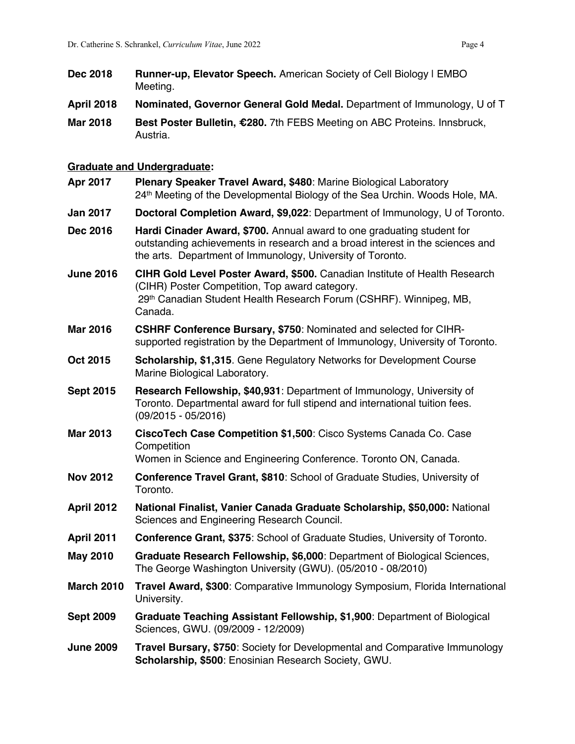**Dec 2018** **Runner-up, Elevator Speech.** American Society of Cell Biology | EMBO Meeting.

**April 2018** **Nominated, Governor General Gold Medal.** Department of Immunology, U of T

**Mar 2018** **Best Poster Bulletin, €280.** 7th FEBS Meeting on ABC Proteins. Innsbruck, Austria.

**Graduate and Undergraduate:**

**Apr 2017** **Plenary Speaker Travel Award, $480**: Marine Biological Laboratory 24th Meeting of the Developmental Biology of the Sea Urchin. Woods Hole, MA.

**Jan 2017** **Doctoral Completion Award, $9,022**: Department of Immunology, U of Toronto.

**Dec 2016** **Hardi Cinader Award, $700.** Annual award to one graduating student for outstanding achievements in research and a broad interest in the sciences and the arts. Department of Immunology, University of Toronto.

**June 2016** **CIHR Gold Level Poster Award, $500.** Canadian Institute of Health Research (CIHR) Poster Competition, Top award category. 29th Canadian Student Health Research Forum (CSHRF). Winnipeg, MB, Canada.

**Mar 2016** **CSHRF Conference Bursary, $750**: Nominated and selected for CIHR-supported registration by the Department of Immunology, University of Toronto.

**Oct 2015** **Scholarship, $1,315**. Gene Regulatory Networks for Development Course Marine Biological Laboratory.

**Sept 2015** **Research Fellowship, $40,931**: Department of Immunology, University of Toronto. Departmental award for full stipend and international tuition fees. (09/2015 - 05/2016)

**Mar 2013** **CiscoTech Case Competition $1,500**: Cisco Systems Canada Co. Case Competition Women in Science and Engineering Conference. Toronto ON, Canada.

**Nov 2012** **Conference Travel Grant, $810**: School of Graduate Studies, University of Toronto.

**April 2012** **National Finalist, Vanier Canada Graduate Scholarship, $50,000:** National Sciences and Engineering Research Council.

**April 2011** **Conference Grant, $375**: School of Graduate Studies, University of Toronto.

**May 2010** **Graduate Research Fellowship, $6,000**: Department of Biological Sciences, The George Washington University (GWU). (05/2010 - 08/2010)

**March 2010** **Travel Award, $300**: Comparative Immunology Symposium, Florida International University.

**Sept 2009** **Graduate Teaching Assistant Fellowship, $1,900**: Department of Biological Sciences, GWU. (09/2009 - 12/2009)

**June 2009** **Travel Bursary, $750**: Society for Developmental and Comparative Immunology
**Scholarship, $500**: Enosinian Research Society, GWU.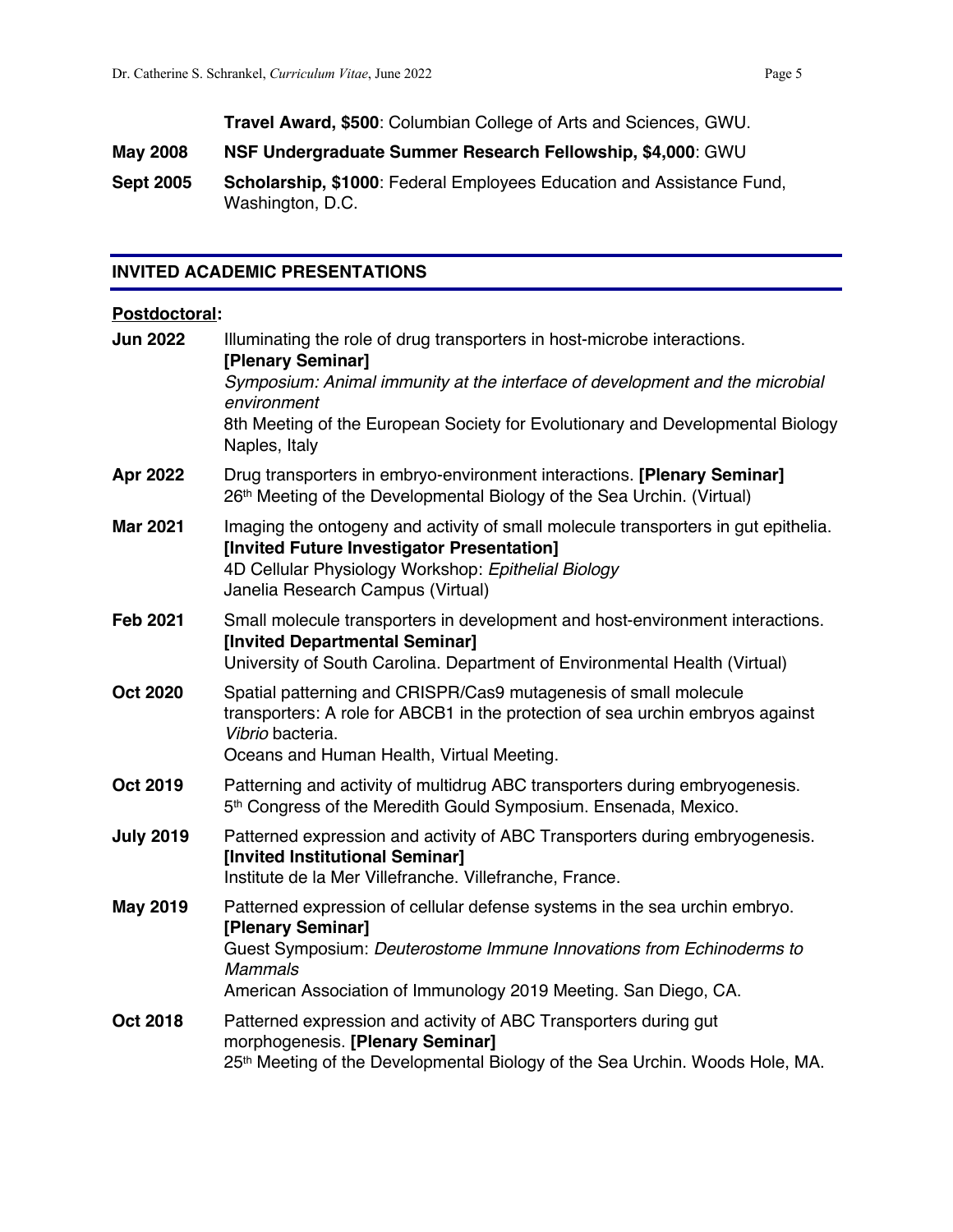**Travel Award, $500**: Columbian College of Arts and Sciences, GWU.

**May 2008** **NSF Undergraduate Summer Research Fellowship, $4,000**: GWU

**Sept 2005** **Scholarship, $1000**: Federal Employees Education and Assistance Fund, Washington, D.C.

## INVITED ACADEMIC PRESENTATIONS

**Postdoctoral:**

**Jun 2022** Illuminating the role of drug transporters in host-microbe interactions. **[Plenary Seminar]**
*Symposium: Animal immunity at the interface of development and the microbial environment*
8th Meeting of the European Society for Evolutionary and Developmental Biology Naples, Italy

**Apr 2022** Drug transporters in embryo-environment interactions. **[Plenary Seminar]**
26th Meeting of the Developmental Biology of the Sea Urchin. (Virtual)

**Mar 2021** Imaging the ontogeny and activity of small molecule transporters in gut epithelia. **[Invited Future Investigator Presentation]**
4D Cellular Physiology Workshop: *Epithelial Biology*
Janelia Research Campus (Virtual)

**Feb 2021** Small molecule transporters in development and host-environment interactions. **[Invited Departmental Seminar]**
University of South Carolina. Department of Environmental Health (Virtual)

**Oct 2020** Spatial patterning and CRISPR/Cas9 mutagenesis of small molecule transporters: A role for ABCB1 in the protection of sea urchin embryos against *Vibrio* bacteria.
Oceans and Human Health, Virtual Meeting.

**Oct 2019** Patterning and activity of multidrug ABC transporters during embryogenesis.
5th Congress of the Meredith Gould Symposium. Ensenada, Mexico.

**July 2019** Patterned expression and activity of ABC Transporters during embryogenesis. **[Invited Institutional Seminar]**
Institute de la Mer Villefranche. Villefranche, France.

**May 2019** Patterned expression of cellular defense systems in the sea urchin embryo. **[Plenary Seminar]**
Guest Symposium: *Deuterostome Immune Innovations from Echinoderms to Mammals*
American Association of Immunology 2019 Meeting. San Diego, CA.

**Oct 2018** Patterned expression and activity of ABC Transporters during gut morphogenesis. **[Plenary Seminar]**
25th Meeting of the Developmental Biology of the Sea Urchin. Woods Hole, MA.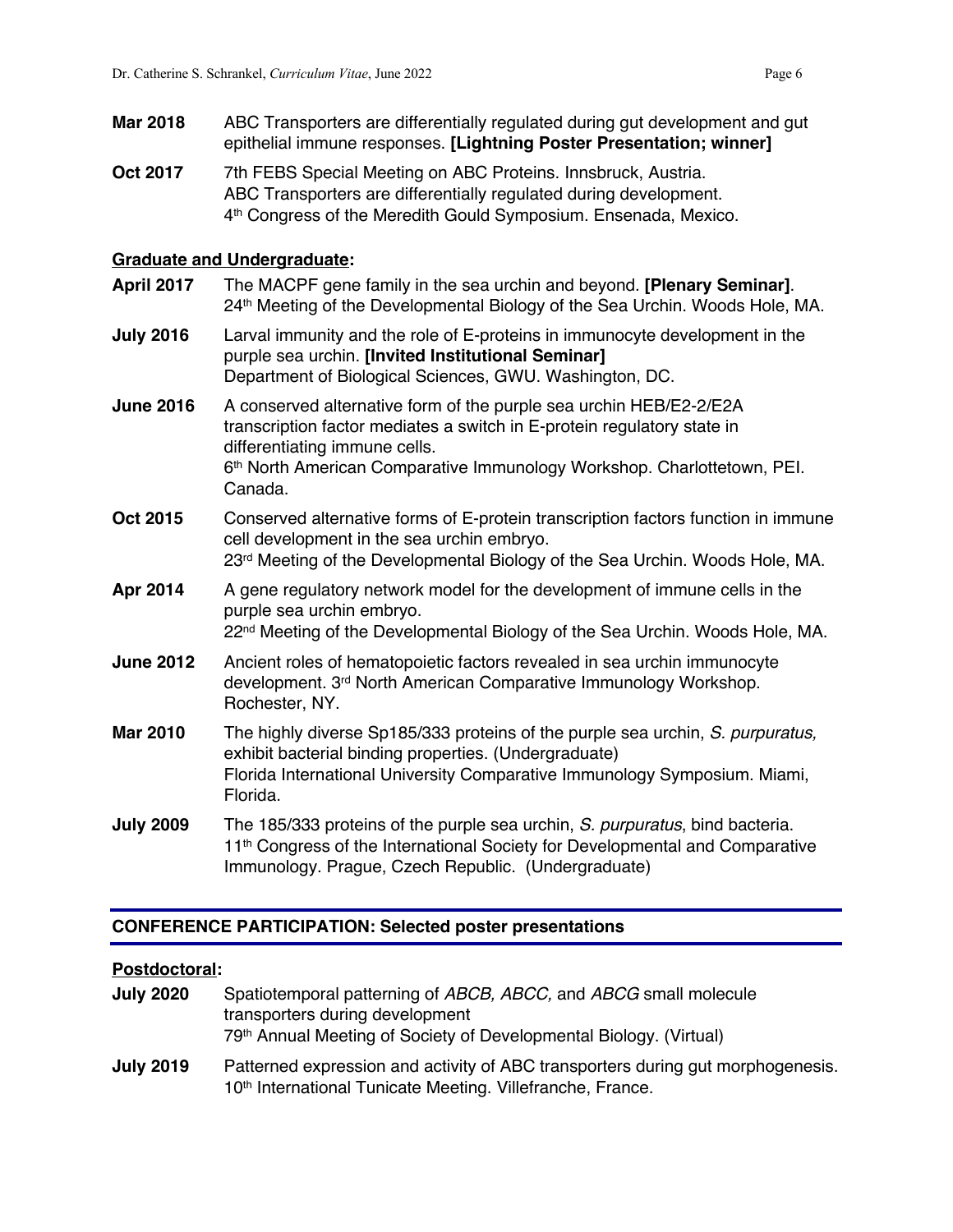**Mar 2018** ABC Transporters are differentially regulated during gut development and gut epithelial immune responses. **[Lightning Poster Presentation; winner]**

**Oct 2017** 7th FEBS Special Meeting on ABC Proteins. Innsbruck, Austria.
ABC Transporters are differentially regulated during development.
4th Congress of the Meredith Gould Symposium. Ensenada, Mexico.

**Graduate and Undergraduate:**

**April 2017** The MACPF gene family in the sea urchin and beyond. **[Plenary Seminar]**.
24th Meeting of the Developmental Biology of the Sea Urchin. Woods Hole, MA.

**July 2016** Larval immunity and the role of E-proteins in immunocyte development in the purple sea urchin. **[Invited Institutional Seminar]**
Department of Biological Sciences, GWU. Washington, DC.

**June 2016** A conserved alternative form of the purple sea urchin HEB/E2-2/E2A transcription factor mediates a switch in E-protein regulatory state in differentiating immune cells.
6th North American Comparative Immunology Workshop. Charlottetown, PEI. Canada.

**Oct 2015** Conserved alternative forms of E-protein transcription factors function in immune cell development in the sea urchin embryo.
23rd Meeting of the Developmental Biology of the Sea Urchin. Woods Hole, MA.

**Apr 2014** A gene regulatory network model for the development of immune cells in the purple sea urchin embryo.
22nd Meeting of the Developmental Biology of the Sea Urchin. Woods Hole, MA.

**June 2012** Ancient roles of hematopoietic factors revealed in sea urchin immunocyte development. 3rd North American Comparative Immunology Workshop. Rochester, NY.

**Mar 2010** The highly diverse Sp185/333 proteins of the purple sea urchin, *S. purpuratus,* exhibit bacterial binding properties. (Undergraduate)
Florida International University Comparative Immunology Symposium. Miami, Florida.

**July 2009** The 185/333 proteins of the purple sea urchin, *S. purpuratus*, bind bacteria.
11th Congress of the International Society for Developmental and Comparative Immunology. Prague, Czech Republic. (Undergraduate)

## CONFERENCE PARTICIPATION: Selected poster presentations

**Postdoctoral:**

**July 2020** Spatiotemporal patterning of *ABCB, ABCC,* and *ABCG* small molecule transporters during development
79th Annual Meeting of Society of Developmental Biology. (Virtual)

**July 2019** Patterned expression and activity of ABC transporters during gut morphogenesis.
10th International Tunicate Meeting. Villefranche, France.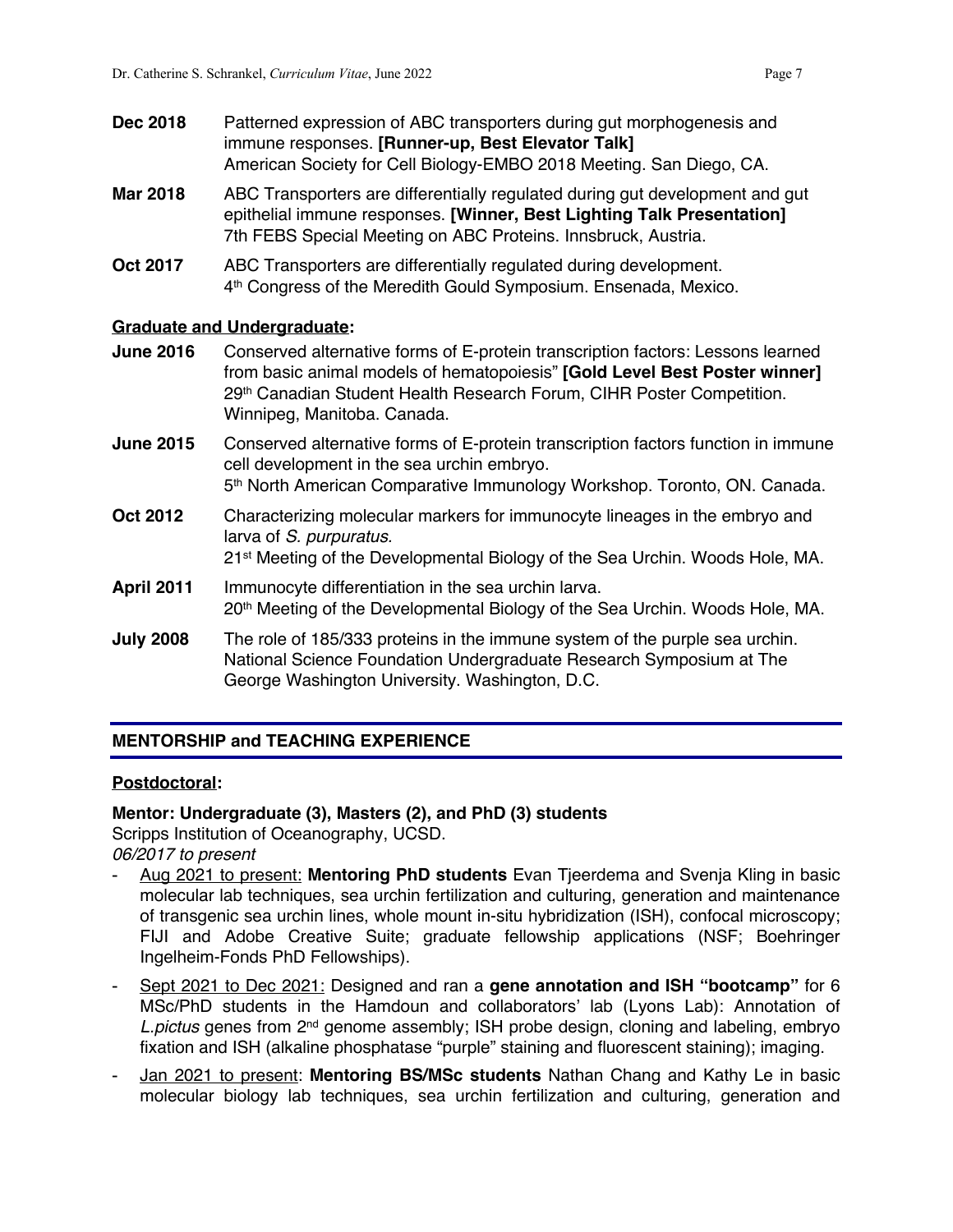**Dec 2018** Patterned expression of ABC transporters during gut morphogenesis and immune responses. **[Runner-up, Best Elevator Talk]**
American Society for Cell Biology-EMBO 2018 Meeting. San Diego, CA.

**Mar 2018** ABC Transporters are differentially regulated during gut development and gut epithelial immune responses. **[Winner, Best Lighting Talk Presentation]**
7th FEBS Special Meeting on ABC Proteins. Innsbruck, Austria.

**Oct 2017** ABC Transporters are differentially regulated during development.
4th Congress of the Meredith Gould Symposium. Ensenada, Mexico.

**Graduate and Undergraduate:**

**June 2016** Conserved alternative forms of E-protein transcription factors: Lessons learned from basic animal models of hematopoiesis" **[Gold Level Best Poster winner]**
29th Canadian Student Health Research Forum, CIHR Poster Competition. Winnipeg, Manitoba. Canada.

**June 2015** Conserved alternative forms of E-protein transcription factors function in immune cell development in the sea urchin embryo.
5th North American Comparative Immunology Workshop. Toronto, ON. Canada.

**Oct 2012** Characterizing molecular markers for immunocyte lineages in the embryo and larva of *S. purpuratus*.
21st Meeting of the Developmental Biology of the Sea Urchin. Woods Hole, MA.

**April 2011** Immunocyte differentiation in the sea urchin larva.
20th Meeting of the Developmental Biology of the Sea Urchin. Woods Hole, MA.

**July 2008** The role of 185/333 proteins in the immune system of the purple sea urchin.
National Science Foundation Undergraduate Research Symposium at The George Washington University. Washington, D.C.

## MENTORSHIP and TEACHING EXPERIENCE

**Postdoctoral:**

**Mentor: Undergraduate (3), Masters (2), and PhD (3) students**
Scripps Institution of Oceanography, UCSD.
*06/2017 to present*

- Aug 2021 to present: **Mentoring PhD students** Evan Tjeerdema and Svenja Kling in basic molecular lab techniques, sea urchin fertilization and culturing, generation and maintenance of transgenic sea urchin lines, whole mount in-situ hybridization (ISH), confocal microscopy; FIJI and Adobe Creative Suite; graduate fellowship applications (NSF; Boehringer Ingelheim-Fonds PhD Fellowships).
- Sept 2021 to Dec 2021: Designed and ran a **gene annotation and ISH "bootcamp"** for 6 MSc/PhD students in the Hamdoun and collaborators' lab (Lyons Lab): Annotation of *L.pictus* genes from 2nd genome assembly; ISH probe design, cloning and labeling, embryo fixation and ISH (alkaline phosphatase "purple" staining and fluorescent staining); imaging.
- Jan 2021 to present: **Mentoring BS/MSc students** Nathan Chang and Kathy Le in basic molecular biology lab techniques, sea urchin fertilization and culturing, generation and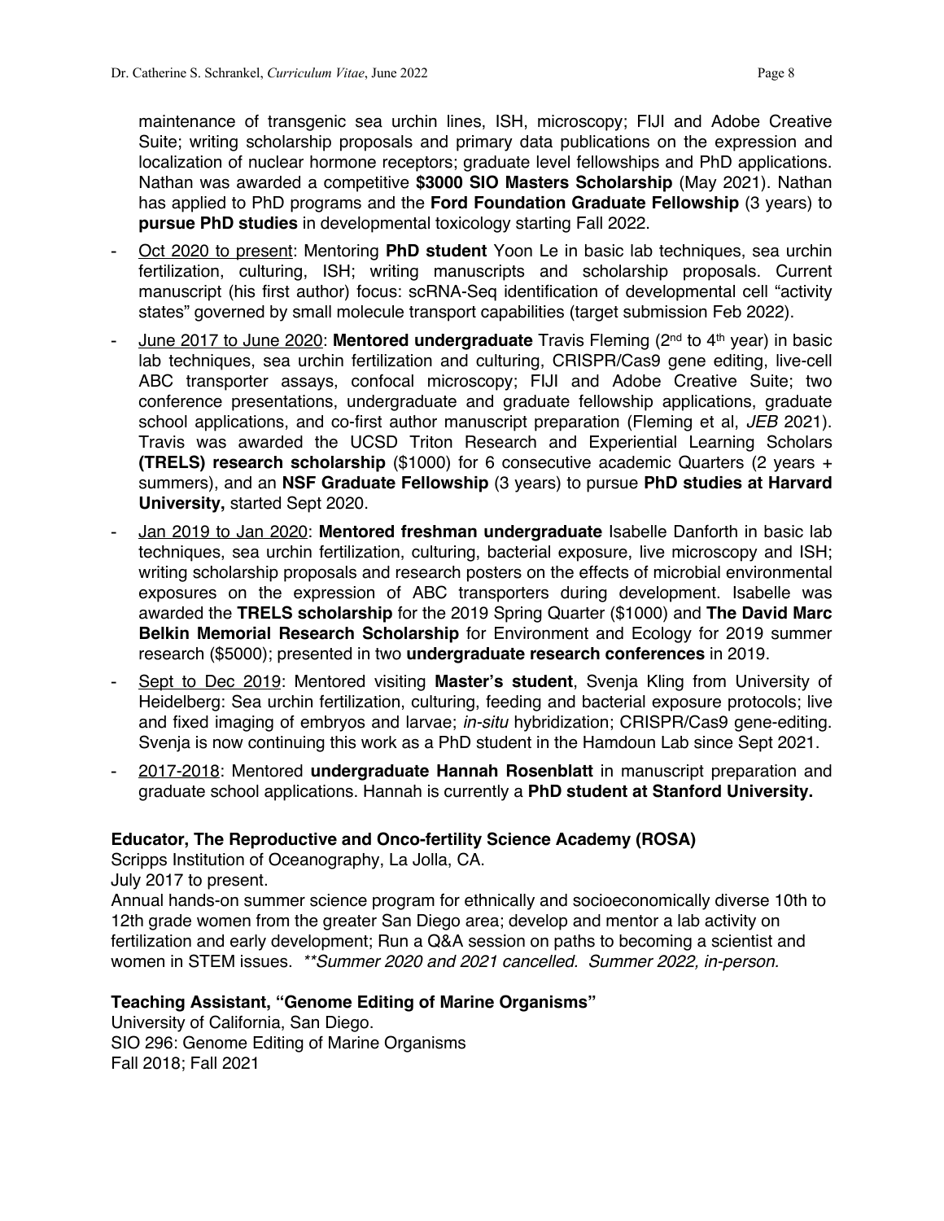maintenance of transgenic sea urchin lines, ISH, microscopy; FIJI and Adobe Creative Suite; writing scholarship proposals and primary data publications on the expression and localization of nuclear hormone receptors; graduate level fellowships and PhD applications. Nathan was awarded a competitive **$3000 SIO Masters Scholarship** (May 2021). Nathan has applied to PhD programs and the **Ford Foundation Graduate Fellowship** (3 years) to **pursue PhD studies** in developmental toxicology starting Fall 2022.

- <u>Oct 2020 to present</u>: Mentoring **PhD student** Yoon Le in basic lab techniques, sea urchin fertilization, culturing, ISH; writing manuscripts and scholarship proposals. Current manuscript (his first author) focus: scRNA-Seq identification of developmental cell "activity states" governed by small molecule transport capabilities (target submission Feb 2022).
- <u>June 2017 to June 2020</u>: **Mentored undergraduate** Travis Fleming (2nd to 4th year) in basic lab techniques, sea urchin fertilization and culturing, CRISPR/Cas9 gene editing, live-cell ABC transporter assays, confocal microscopy; FIJI and Adobe Creative Suite; two conference presentations, undergraduate and graduate fellowship applications, graduate school applications, and co-first author manuscript preparation (Fleming et al, *JEB* 2021). Travis was awarded the UCSD Triton Research and Experiential Learning Scholars **(TRELS) research scholarship** ($1000) for 6 consecutive academic Quarters (2 years + summers), and an **NSF Graduate Fellowship** (3 years) to pursue **PhD studies at Harvard University,** started Sept 2020.
- <u>Jan 2019 to Jan 2020</u>: **Mentored freshman undergraduate** Isabelle Danforth in basic lab techniques, sea urchin fertilization, culturing, bacterial exposure, live microscopy and ISH; writing scholarship proposals and research posters on the effects of microbial environmental exposures on the expression of ABC transporters during development. Isabelle was awarded the **TRELS scholarship** for the 2019 Spring Quarter ($1000) and **The David Marc Belkin Memorial Research Scholarship** for Environment and Ecology for 2019 summer research ($5000); presented in two **undergraduate research conferences** in 2019.
- <u>Sept to Dec 2019</u>: Mentored visiting **Master's student**, Svenja Kling from University of Heidelberg: Sea urchin fertilization, culturing, feeding and bacterial exposure protocols; live and fixed imaging of embryos and larvae; *in-situ* hybridization; CRISPR/Cas9 gene-editing. Svenja is now continuing this work as a PhD student in the Hamdoun Lab since Sept 2021.
- <u>2017-2018</u>: Mentored **undergraduate Hannah Rosenblatt** in manuscript preparation and graduate school applications. Hannah is currently a **PhD student at Stanford University.**

**Educator, The Reproductive and Onco-fertility Science Academy (ROSA)**
Scripps Institution of Oceanography, La Jolla, CA.
July 2017 to present.
Annual hands-on summer science program for ethnically and socioeconomically diverse 10th to 12th grade women from the greater San Diego area; develop and mentor a lab activity on fertilization and early development; Run a Q&A session on paths to becoming a scientist and women in STEM issues. *\*\*Summer 2020 and 2021 cancelled. Summer 2022, in-person.*

**Teaching Assistant, "Genome Editing of Marine Organisms"**
University of California, San Diego.
SIO 296: Genome Editing of Marine Organisms
Fall 2018; Fall 2021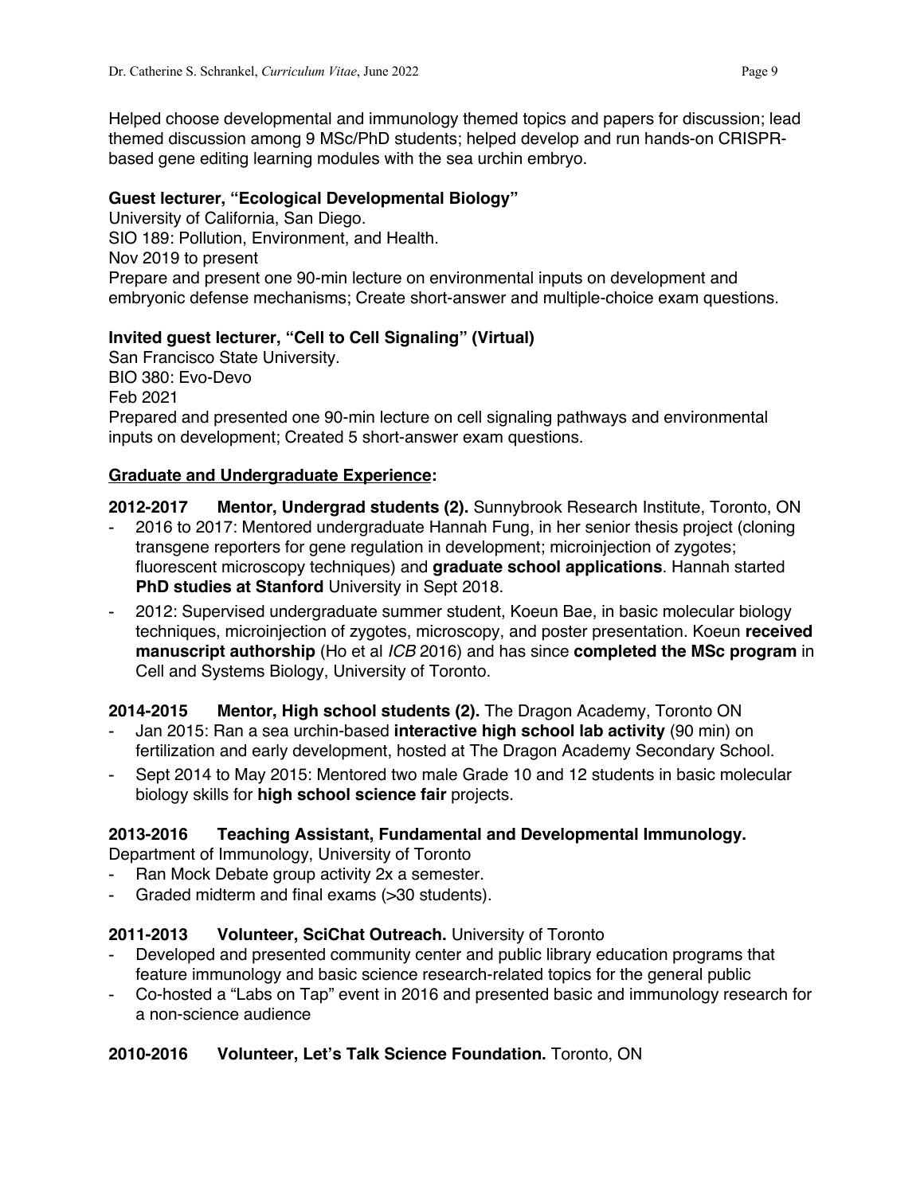Helped choose developmental and immunology themed topics and papers for discussion; lead themed discussion among 9 MSc/PhD students; helped develop and run hands-on CRISPR-based gene editing learning modules with the sea urchin embryo.

**Guest lecturer, "Ecological Developmental Biology"**
University of California, San Diego.
SIO 189: Pollution, Environment, and Health.
Nov 2019 to present
Prepare and present one 90-min lecture on environmental inputs on development and embryonic defense mechanisms; Create short-answer and multiple-choice exam questions.

**Invited guest lecturer, "Cell to Cell Signaling" (Virtual)**
San Francisco State University.
BIO 380: Evo-Devo
Feb 2021
Prepared and presented one 90-min lecture on cell signaling pathways and environmental inputs on development; Created 5 short-answer exam questions.

**<u>Graduate and Undergraduate Experience</u>:**

**2012-2017 Mentor, Undergrad students (2).** Sunnybrook Research Institute, Toronto, ON

- 2016 to 2017: Mentored undergraduate Hannah Fung, in her senior thesis project (cloning transgene reporters for gene regulation in development; microinjection of zygotes; fluorescent microscopy techniques) and **graduate school applications**. Hannah started **PhD studies at Stanford** University in Sept 2018.
- 2012: Supervised undergraduate summer student, Koeun Bae, in basic molecular biology techniques, microinjection of zygotes, microscopy, and poster presentation. Koeun **received manuscript authorship** (Ho et al *ICB* 2016) and has since **completed the MSc program** in Cell and Systems Biology, University of Toronto.

**2014-2015 Mentor, High school students (2).** The Dragon Academy, Toronto ON

- Jan 2015: Ran a sea urchin-based **interactive high school lab activity** (90 min) on fertilization and early development, hosted at The Dragon Academy Secondary School.
- Sept 2014 to May 2015: Mentored two male Grade 10 and 12 students in basic molecular biology skills for **high school science fair** projects.

**2013-2016 Teaching Assistant, Fundamental and Developmental Immunology.**
Department of Immunology, University of Toronto

- Ran Mock Debate group activity 2x a semester.
- Graded midterm and final exams (>30 students).

**2011-2013 Volunteer, SciChat Outreach.** University of Toronto

- Developed and presented community center and public library education programs that feature immunology and basic science research-related topics for the general public
- Co-hosted a "Labs on Tap" event in 2016 and presented basic and immunology research for a non-science audience

**2010-2016 Volunteer, Let's Talk Science Foundation.** Toronto, ON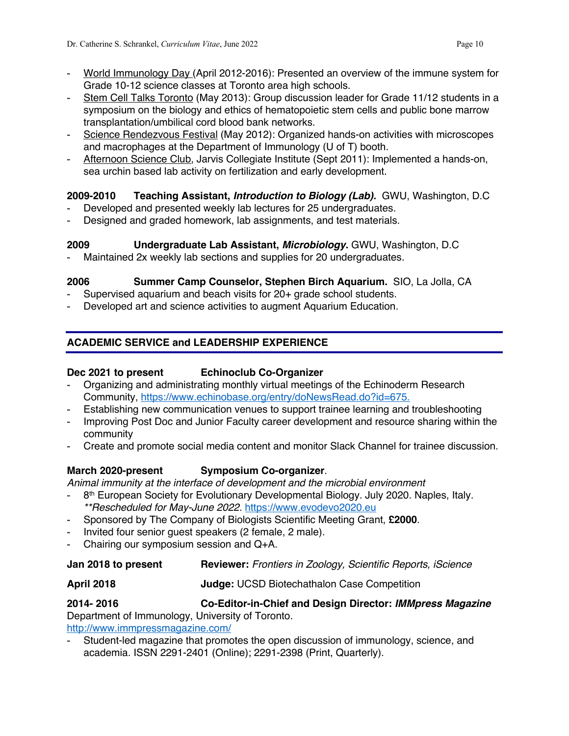- World Immunology Day (April 2012-2016): Presented an overview of the immune system for Grade 10-12 science classes at Toronto area high schools.
- Stem Cell Talks Toronto (May 2013): Group discussion leader for Grade 11/12 students in a symposium on the biology and ethics of hematopoietic stem cells and public bone marrow transplantation/umbilical cord blood bank networks.
- Science Rendezvous Festival (May 2012): Organized hands-on activities with microscopes and macrophages at the Department of Immunology (U of T) booth.
- Afternoon Science Club, Jarvis Collegiate Institute (Sept 2011): Implemented a hands-on, sea urchin based lab activity on fertilization and early development.

**2009-2010** **Teaching Assistant, *Introduction to Biology (Lab).*** GWU, Washington, D.C

- Developed and presented weekly lab lectures for 25 undergraduates.
- Designed and graded homework, lab assignments, and test materials.

**2009** **Undergraduate Lab Assistant, *Microbiology.*** GWU, Washington, D.C

- Maintained 2x weekly lab sections and supplies for 20 undergraduates.

**2006** **Summer Camp Counselor, Stephen Birch Aquarium.** SIO, La Jolla, CA

- Supervised aquarium and beach visits for 20+ grade school students.
- Developed art and science activities to augment Aquarium Education.

## ACADEMIC SERVICE and LEADERSHIP EXPERIENCE

**Dec 2021 to present** **Echinoclub Co-Organizer**

- Organizing and administrating monthly virtual meetings of the Echinoderm Research Community, https://www.echinobase.org/entry/doNewsRead.do?id=675.
- Establishing new communication venues to support trainee learning and troubleshooting
- Improving Post Doc and Junior Faculty career development and resource sharing within the community
- Create and promote social media content and monitor Slack Channel for trainee discussion.

**March 2020-present** **Symposium Co-organizer**.

*Animal immunity at the interface of development and the microbial environment*

- 8th European Society for Evolutionary Developmental Biology. July 2020. Naples, Italy. *\*\*Rescheduled for May-June 2022.* https://www.evodevo2020.eu
- Sponsored by The Company of Biologists Scientific Meeting Grant, **£2000**.
- Invited four senior guest speakers (2 female, 2 male).
- Chairing our symposium session and Q+A.

**Jan 2018 to present** **Reviewer:** *Frontiers in Zoology, Scientific Reports, iScience*

**April 2018** **Judge:** UCSD Biotechathalon Case Competition

**2014- 2016** **Co-Editor-in-Chief and Design Director: *IMMpress Magazine***

Department of Immunology, University of Toronto.
http://www.immpressmagazine.com/

- Student-led magazine that promotes the open discussion of immunology, science, and academia. ISSN 2291-2401 (Online); 2291-2398 (Print, Quarterly).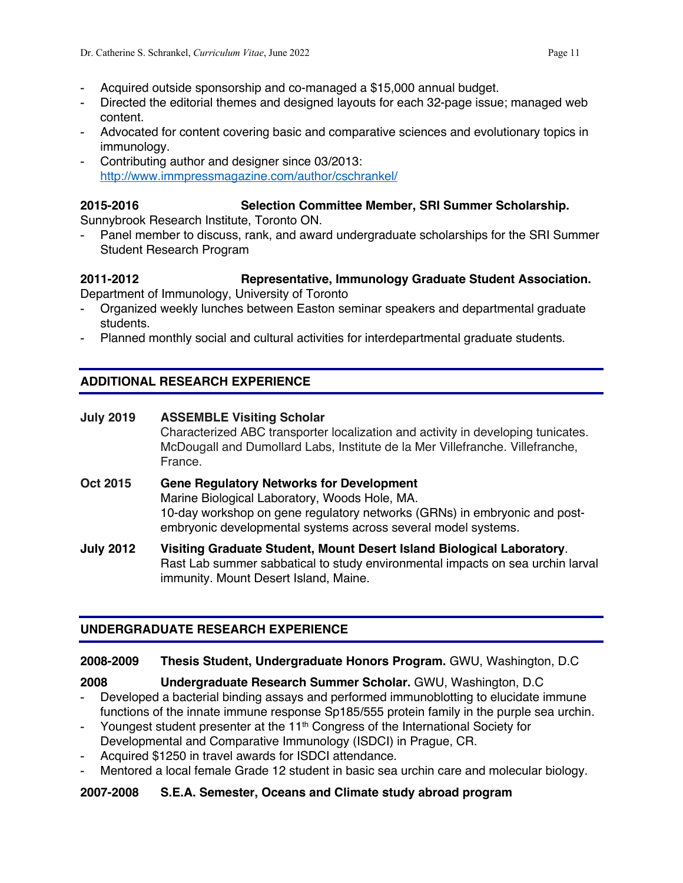- Acquired outside sponsorship and co-managed a $15,000 annual budget.
- Directed the editorial themes and designed layouts for each 32-page issue; managed web content.
- Advocated for content covering basic and comparative sciences and evolutionary topics in immunology.
- Contributing author and designer since 03/2013: [http://www.immpressmagazine.com/author/cschrankel/](http://www.immpressmagazine.com/author/cschrankel/)

**2015-2016** **Selection Committee Member, SRI Summer Scholarship.**
Sunnybrook Research Institute, Toronto ON.
- Panel member to discuss, rank, and award undergraduate scholarships for the SRI Summer Student Research Program

**2011-2012** **Representative, Immunology Graduate Student Association.**
Department of Immunology, University of Toronto
- Organized weekly lunches between Easton seminar speakers and departmental graduate students.
- Planned monthly social and cultural activities for interdepartmental graduate students.

## ADDITIONAL RESEARCH EXPERIENCE

**July 2019** **ASSEMBLE Visiting Scholar**
Characterized ABC transporter localization and activity in developing tunicates. McDougall and Dumollard Labs, Institute de la Mer Villefranche. Villefranche, France.

**Oct 2015** **Gene Regulatory Networks for Development**
Marine Biological Laboratory, Woods Hole, MA.
10-day workshop on gene regulatory networks (GRNs) in embryonic and post-embryonic developmental systems across several model systems.

**July 2012** **Visiting Graduate Student, Mount Desert Island Biological Laboratory**.
Rast Lab summer sabbatical to study environmental impacts on sea urchin larval immunity. Mount Desert Island, Maine.

## UNDERGRADUATE RESEARCH EXPERIENCE

**2008-2009** **Thesis Student, Undergraduate Honors Program.** GWU, Washington, D.C

**2008** **Undergraduate Research Summer Scholar.** GWU, Washington, D.C
- Developed a bacterial binding assays and performed immunoblotting to elucidate immune functions of the innate immune response Sp185/555 protein family in the purple sea urchin.
- Youngest student presenter at the 11th Congress of the International Society for Developmental and Comparative Immunology (ISDCI) in Prague, CR.
- Acquired $1250 in travel awards for ISDCI attendance.
- Mentored a local female Grade 12 student in basic sea urchin care and molecular biology.

**2007-2008** **S.E.A. Semester, Oceans and Climate study abroad program**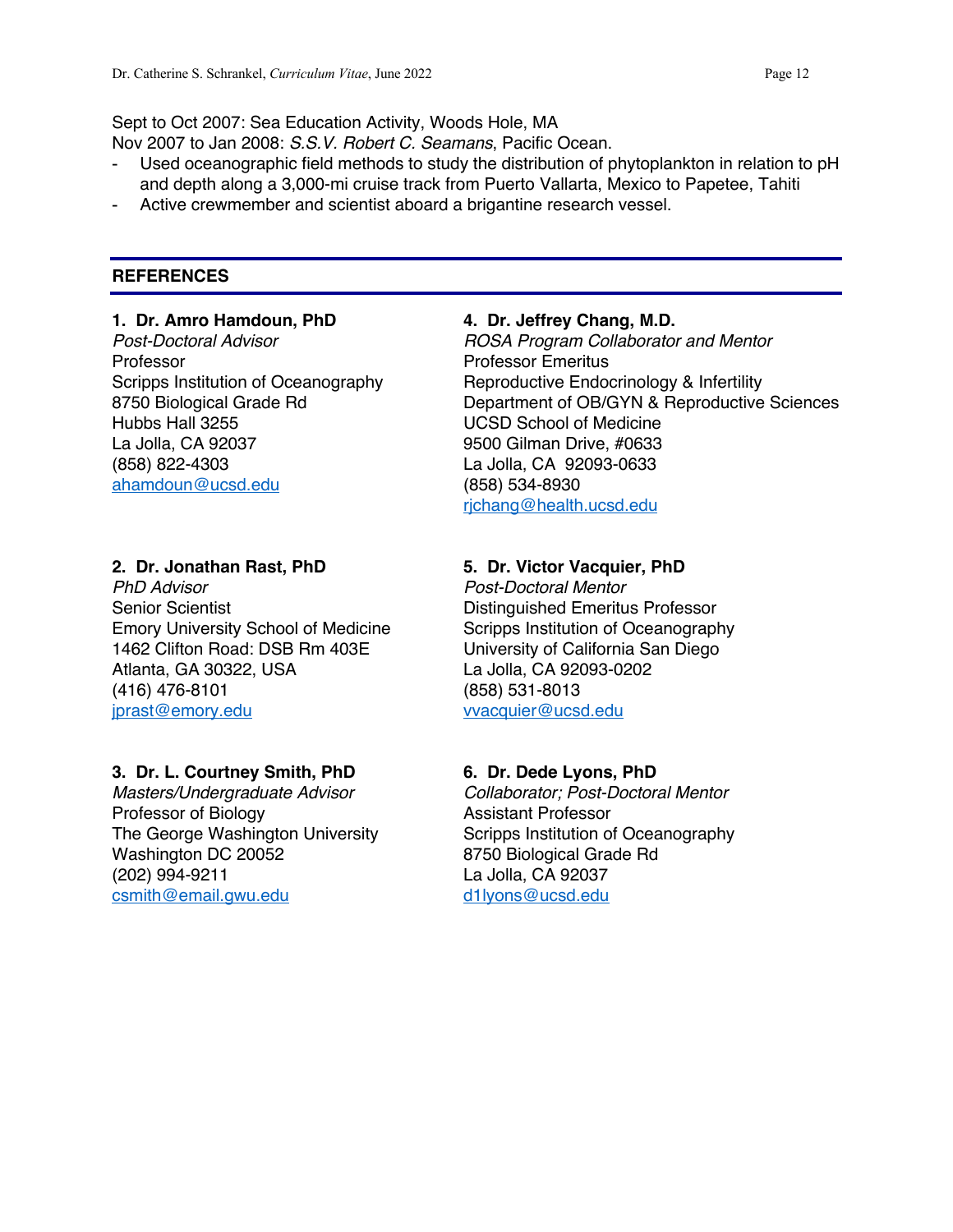Sept to Oct 2007: Sea Education Activity, Woods Hole, MA
Nov 2007 to Jan 2008: *S.S.V. Robert C. Seamans*, Pacific Ocean.

- Used oceanographic field methods to study the distribution of phytoplankton in relation to pH and depth along a 3,000-mi cruise track from Puerto Vallarta, Mexico to Papetee, Tahiti
- Active crewmember and scientist aboard a brigantine research vessel.

## REFERENCES

**1. Dr. Amro Hamdoun, PhD**
*Post-Doctoral Advisor*
Professor
Scripps Institution of Oceanography
8750 Biological Grade Rd
Hubbs Hall 3255
La Jolla, CA 92037
(858) 822-4303
ahamdoun@ucsd.edu

**2. Dr. Jonathan Rast, PhD**
*PhD Advisor*
Senior Scientist
Emory University School of Medicine
1462 Clifton Road: DSB Rm 403E
Atlanta, GA 30322, USA
(416) 476-8101
jprast@emory.edu

**3. Dr. L. Courtney Smith, PhD**
*Masters/Undergraduate Advisor*
Professor of Biology
The George Washington University
Washington DC 20052
(202) 994-9211
csmith@email.gwu.edu

**4. Dr. Jeffrey Chang, M.D.**
*ROSA Program Collaborator and Mentor*
Professor Emeritus
Reproductive Endocrinology & Infertility
Department of OB/GYN & Reproductive Sciences
UCSD School of Medicine
9500 Gilman Drive, #0633
La Jolla, CA 92093-0633
(858) 534-8930
rjchang@health.ucsd.edu

**5. Dr. Victor Vacquier, PhD**
*Post-Doctoral Mentor*
Distinguished Emeritus Professor
Scripps Institution of Oceanography
University of California San Diego
La Jolla, CA 92093-0202
(858) 531-8013
vvacquier@ucsd.edu

**6. Dr. Dede Lyons, PhD**
*Collaborator; Post-Doctoral Mentor*
Assistant Professor
Scripps Institution of Oceanography
8750 Biological Grade Rd
La Jolla, CA 92037
d1lyons@ucsd.edu